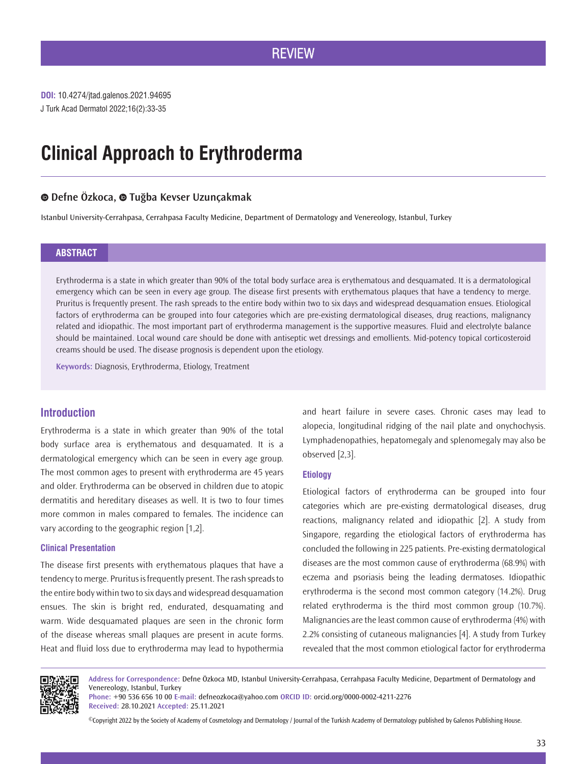REVIEW

**DOI:** 10.4274/jtad.galenos.2021.94695

J Turk Acad Dermatol 2022;16(2):33-35

# Clinical Approach to Erythroderma

**Defne Özkoca, Tuğba Kevser Uzunçakmak**

Istanbul University-Cerrahpasa, Cerrahpasa Faculty Medicine, Department of Dermatology and Venereology, Istanbul, Turkey

## ABSTRACT

Erythroderma is a state in which greater than 90% of the total body surface area is erythematous and desquamated. It is a dermatological emergency which can be seen in every age group. The disease first presents with erythematous plaques that have a tendency to merge. Pruritus is frequently present. The rash spreads to the entire body within two to six days and widespread desquamation ensues. Etiological factors of erythroderma can be grouped into four categories which are pre-existing dermatological diseases, drug reactions, malignancy related and idiopathic. The most important part of erythroderma management is the supportive measures. Fluid and electrolyte balance should be maintained. Local wound care should be done with antiseptic wet dressings and emollients. Mid-potency topical corticosteroid creams should be used. The disease prognosis is dependent upon the etiology.

**Keywords:** Diagnosis, Erythroderma, Etiology, Treatment

## Introduction

Erythroderma is a state in which greater than 90% of the total body surface area is erythematous and desquamated. It is a dermatological emergency which can be seen in every age group. The most common ages to present with erythroderma are 45 years and older. Erythroderma can be observed in children due to atopic dermatitis and hereditary diseases as well. It is two to four times more common in males compared to females. The incidence can vary according to the geographic region [1,2].

### Clinical Presentation

The disease first presents with erythematous plaques that have a tendency to merge. Pruritus is frequently present. The rash spreads to the entire body within two to six days and widespread desquamation ensues. The skin is bright red, endurated, desquamating and warm. Wide desquamated plaques are seen in the chronic form of the disease whereas small plaques are present in acute forms. Heat and fluid loss due to erythroderma may lead to hypothermia and heart failure in severe cases. Chronic cases may lead to alopecia, longitudinal ridging of the nail plate and onychochysis. Lymphadenopathies, hepatomegaly and splenomegaly may also be observed [2,3].

### Etiology

Etiological factors of erythroderma can be grouped into four categories which are pre-existing dermatological diseases, drug reactions, malignancy related and idiopathic [2]. A study from Singapore, regarding the etiological factors of erythroderma has concluded the following in 225 patients. Pre-existing dermatological diseases are the most common cause of erythroderma (68.9%) with eczema and psoriasis being the leading dermatoses. Idiopathic erythroderma is the second most common category (14.2%). Drug related erythroderma is the third most common group (10.7%). Malignancies are the least common cause of erythroderma (4%) with 2.2% consisting of cutaneous malignancies [4]. A study from Turkey revealed that the most common etiological factor for erythroderma

**Address for Correspondence:** Defne Özkoca MD, Istanbul University-Cerrahpasa, Cerrahpasa Faculty Medicine, Department of Dermatology and Venereology, Istanbul, Turkey

**Phone:** +90 536 656 10 00 **E-mail:** defneozkoca@yahoo.com **ORCID ID:** orcid.org/0000-0002-4211-2276

**Received:** 28.10.2021 **Accepted:** 25.11.2021

©Copyright 2022 by the Society of Academy of Cosmetology and Dermatology / Journal of the Turkish Academy of Dermatology published by Galenos Publishing House.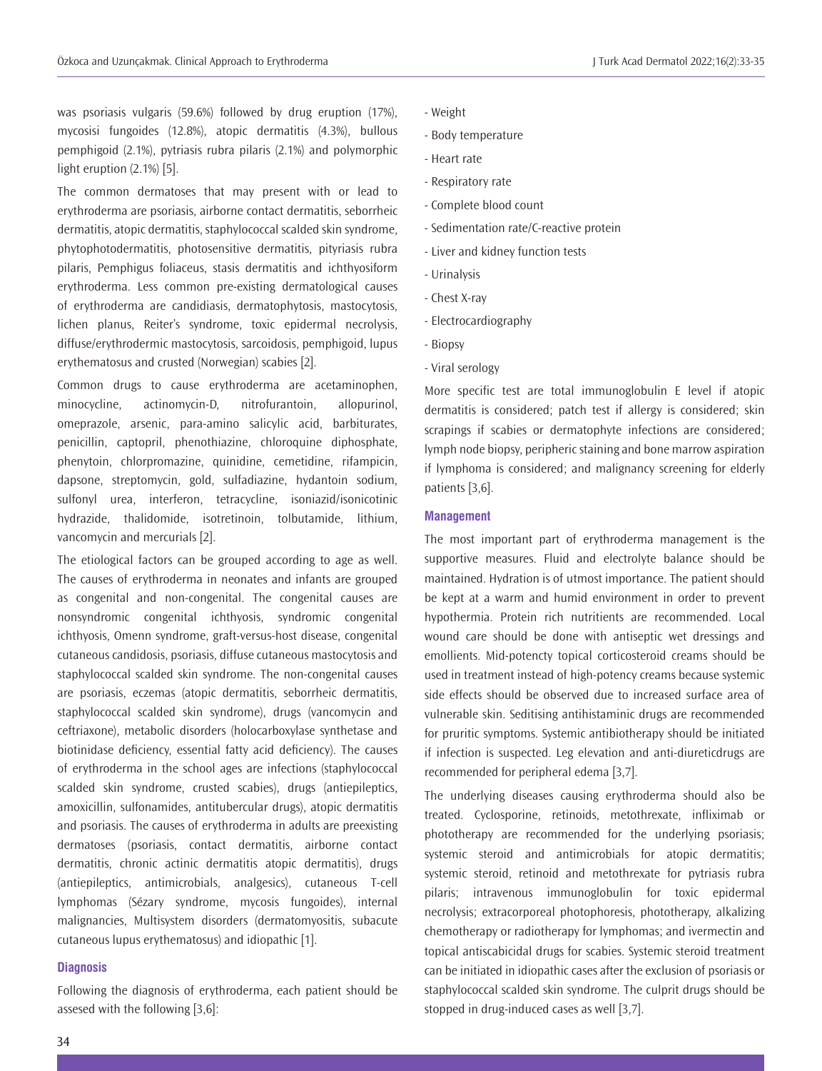was psoriasis vulgaris (59.6%) followed by drug eruption (17%), mycosisi fungoides (12.8%), atopic dermatitis (4.3%), bullous pemphigoid (2.1%), pytriasis rubra pilaris (2.1%) and polymorphic light eruption (2.1%) [5].

The common dermatoses that may present with or lead to erythroderma are psoriasis, airborne contact dermatitis, seborrheic dermatitis, atopic dermatitis, staphylococcal scalded skin syndrome, phytophotodermatitis, photosensitive dermatitis, pityriasis rubra pilaris, Pemphigus foliaceus, stasis dermatitis and ichthyosiform erythroderma. Less common pre-existing dermatological causes of erythroderma are candidiasis, dermatophytosis, mastocytosis, lichen planus, Reiter's syndrome, toxic epidermal necrolysis, diffuse/erythrodermic mastocytosis, sarcoidosis, pemphigoid, lupus erythematosus and crusted (Norwegian) scabies [2].

Common drugs to cause erythroderma are acetaminophen, minocycline, actinomycin-D, nitrofurantoin, allopurinol, omeprazole, arsenic, para-amino salicylic acid, barbiturates, penicillin, captopril, phenothiazine, chloroquine diphosphate, phenytoin, chlorpromazine, quinidine, cemetidine, rifampicin, dapsone, streptomycin, gold, sulfadiazine, hydantoin sodium, sulfonyl urea, interferon, tetracycline, isoniazid/isonicotinic hydrazide, thalidomide, isotretinoin, tolbutamide, lithium, vancomycin and mercurials [2].

The etiological factors can be grouped according to age as well. The causes of erythroderma in neonates and infants are grouped as congenital and non-congenital. The congenital causes are nonsyndromic congenital ichthyosis, syndromic congenital ichthyosis, Omenn syndrome, graft-versus-host disease, congenital cutaneous candidosis, psoriasis, diffuse cutaneous mastocytosis and staphylococcal scalded skin syndrome. The non-congenital causes are psoriasis, eczemas (atopic dermatitis, seborrheic dermatitis, staphylococcal scalded skin syndrome), drugs (vancomycin and ceftriaxone), metabolic disorders (holocarboxylase synthetase and biotinidase deficiency, essential fatty acid deficiency). The causes of erythroderma in the school ages are infections (staphylococcal scalded skin syndrome, crusted scabies), drugs (antiepileptics, amoxicillin, sulfonamides, antitubercular drugs), atopic dermatitis and psoriasis. The causes of erythroderma in adults are preexisting dermatoses (psoriasis, contact dermatitis, airborne contact dermatitis, chronic actinic dermatitis atopic dermatitis), drugs (antiepileptics, antimicrobials, analgesics), cutaneous T-cell lymphomas (Sézary syndrome, mycosis fungoides), internal malignancies, Multisystem disorders (dermatomyositis, subacute cutaneous lupus erythematosus) and idiopathic [1].

## Diagnosis

Following the diagnosis of erythroderma, each patient should be assesed with the following [3,6]:

- Weight
- Body temperature
- Heart rate
- Respiratory rate
- Complete blood count
- Sedimentation rate/C-reactive protein
- Liver and kidney function tests
- Urinalysis
- Chest X-ray
- Electrocardiography
- Biopsy
- Viral serology

More specific test are total immunoglobulin E level if atopic dermatitis is considered; patch test if allergy is considered; skin scrapings if scabies or dermatophyte infections are considered; lymph node biopsy, peripheric staining and bone marrow aspiration if lymphoma is considered; and malignancy screening for elderly patients [3,6].

## Management

The most important part of erythroderma management is the supportive measures. Fluid and electrolyte balance should be maintained. Hydration is of utmost importance. The patient should be kept at a warm and humid environment in order to prevent hypothermia. Protein rich nutritients are recommended. Local wound care should be done with antiseptic wet dressings and emollients. Mid-potencty topical corticosteroid creams should be used in treatment instead of high-potency creams because systemic side effects should be observed due to increased surface area of vulnerable skin. Seditising antihistaminic drugs are recommended for pruritic symptoms. Systemic antibiotherapy should be initiated if infection is suspected. Leg elevation and anti-diureticdrugs are recommended for peripheral edema [3,7].

The underlying diseases causing erythroderma should also be treated. Cyclosporine, retinoids, metothrexate, infliximab or phototherapy are recommended for the underlying psoriasis; systemic steroid and antimicrobials for atopic dermatitis; systemic steroid, retinoid and metothrexate for pytriasis rubra pilaris; intravenous immunoglobulin for toxic epidermal necrolysis; extracorporeal photophoresis, phototherapy, alkalizing chemotherapy or radiotherapy for lymphomas; and ivermectin and topical antiscabicidal drugs for scabies. Systemic steroid treatment can be initiated in idiopathic cases after the exclusion of psoriasis or staphylococcal scalded skin syndrome. The culprit drugs should be stopped in drug-induced cases as well [3,7].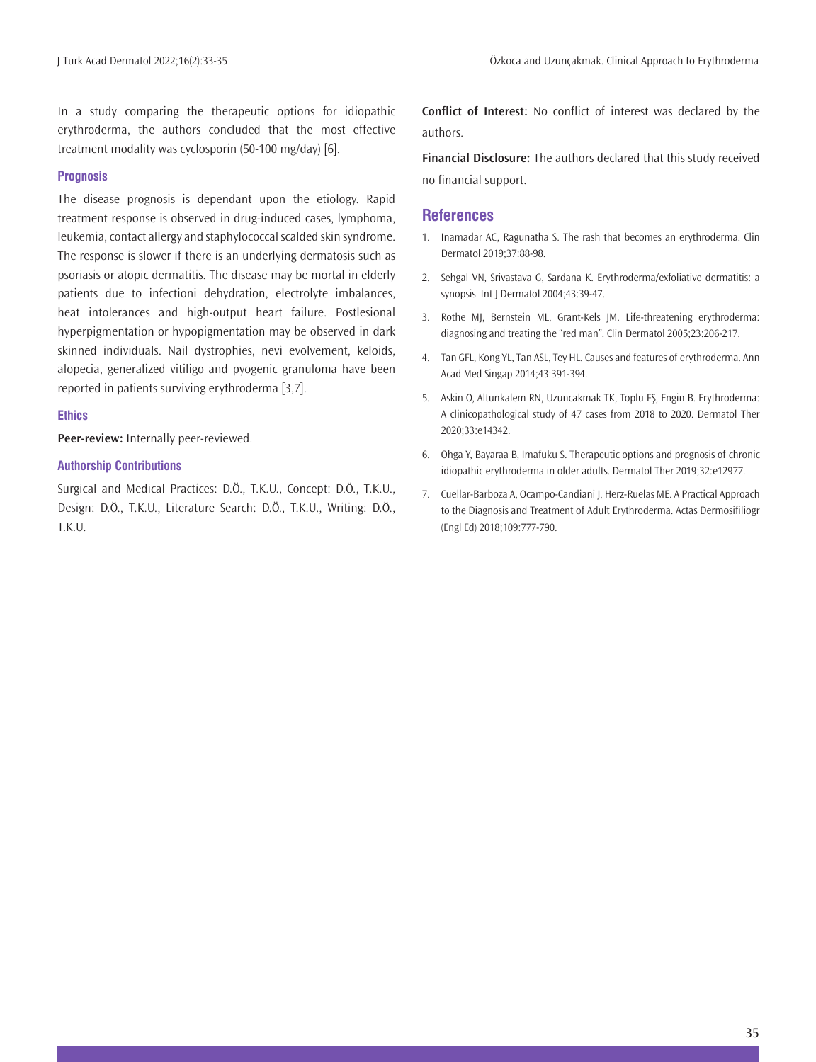In a study comparing the therapeutic options for idiopathic erythroderma, the authors concluded that the most effective treatment modality was cyclosporin (50-100 mg/day) [6].

### Prognosis

The disease prognosis is dependant upon the etiology. Rapid treatment response is observed in drug-induced cases, lymphoma, leukemia, contact allergy and staphylococcal scalded skin syndrome. The response is slower if there is an underlying dermatosis such as psoriasis or atopic dermatitis. The disease may be mortal in elderly patients due to infectioni dehydration, electrolyte imbalances, heat intolerances and high-output heart failure. Postlesional hyperpigmentation or hypopigmentation may be observed in dark skinned individuals. Nail dystrophies, nevi evolvement, keloids, alopecia, generalized vitiligo and pyogenic granuloma have been reported in patients surviving erythroderma [3,7].

### Ethics

**Peer-review:** Internally peer-reviewed.

### Authorship Contributions

Surgical and Medical Practices: D.Ö., T.K.U., Concept: D.Ö., T.K.U., Design: D.Ö., T.K.U., Literature Search: D.Ö., T.K.U., Writing: D.Ö., T.K.U.

**Conflict of Interest:** No conflict of interest was declared by the authors.

**Financial Disclosure:** The authors declared that this study received no financial support.

## References

1. Inamadar AC, Ragunatha S. The rash that becomes an erythroderma. Clin Dermatol 2019;37:88-98.
2. Sehgal VN, Srivastava G, Sardana K. Erythroderma/exfoliative dermatitis: a synopsis. Int J Dermatol 2004;43:39-47.
3. Rothe MJ, Bernstein ML, Grant-Kels JM. Life-threatening erythroderma: diagnosing and treating the "red man". Clin Dermatol 2005;23:206-217.
4. Tan GFL, Kong YL, Tan ASL, Tey HL. Causes and features of erythroderma. Ann Acad Med Singap 2014;43:391-394.
5. Askin O, Altunkalem RN, Uzuncakmak TK, Toplu FŞ, Engin B. Erythroderma: A clinicopathological study of 47 cases from 2018 to 2020. Dermatol Ther 2020;33:e14342.
6. Ohga Y, Bayaraa B, Imafuku S. Therapeutic options and prognosis of chronic idiopathic erythroderma in older adults. Dermatol Ther 2019;32:e12977.
7. Cuellar-Barboza A, Ocampo-Candiani J, Herz-Ruelas ME. A Practical Approach to the Diagnosis and Treatment of Adult Erythroderma. Actas Dermosifiliogr (Engl Ed) 2018;109:777-790.